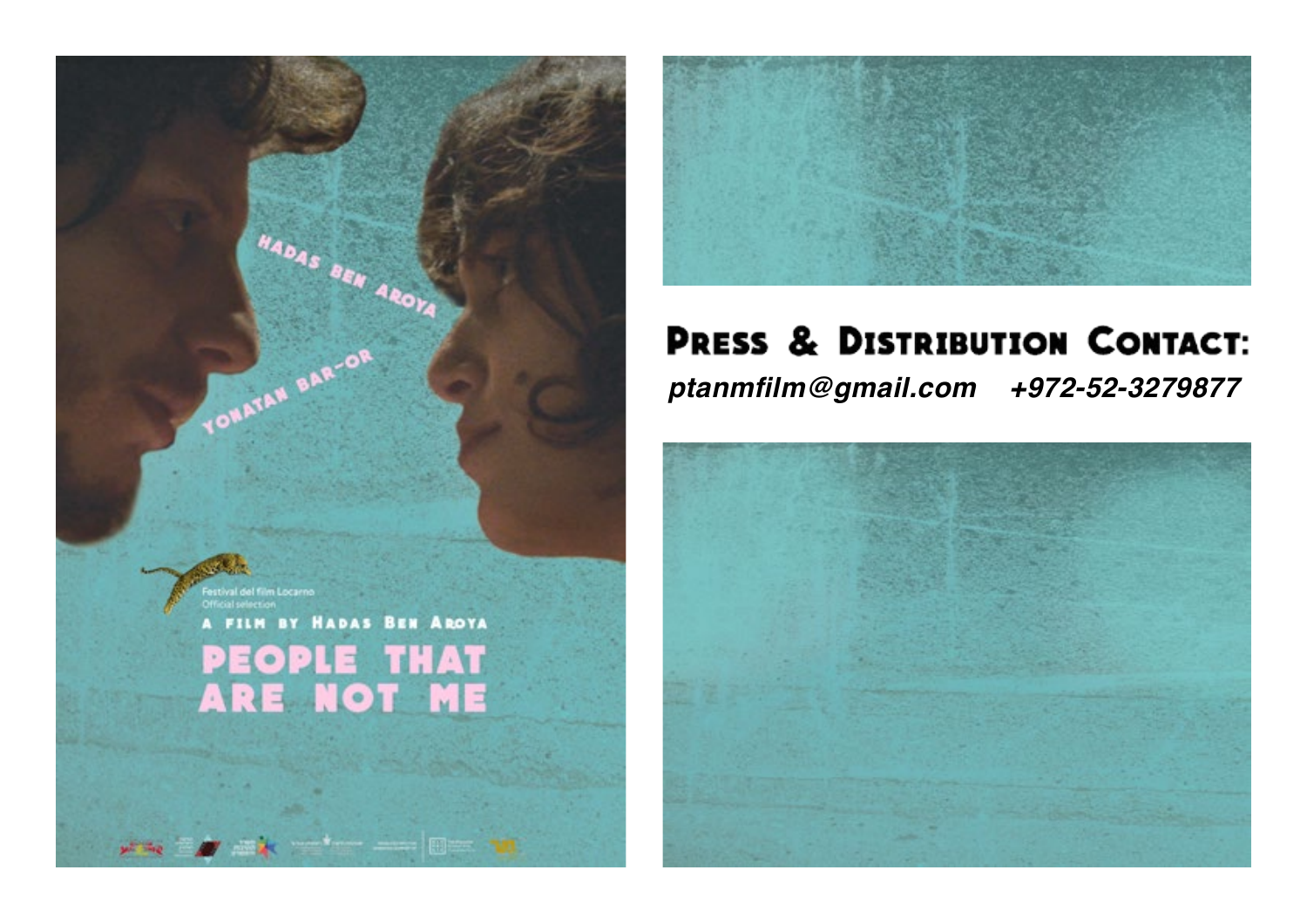HADAS BEN AROYA

YONATAN BAR-OR

Festival del film Locarno
Official selection

A FILM BY HADAS BEN AROYA

# PEOPLE THAT ARE NOT ME

## Press & Distribution Contact:

***ptanmfilm@gmail.com***    ***+972-52-3279877***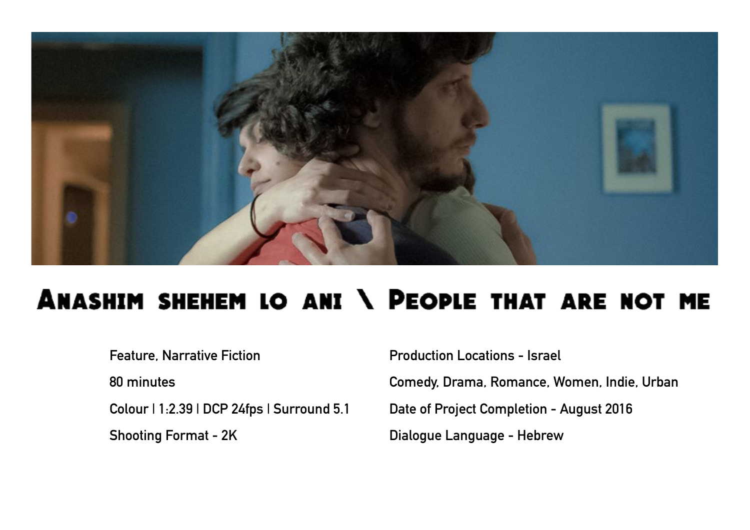# Anashim shehem lo ani \ People that are not me

Feature, Narrative Fiction

80 minutes

Colour | 1:2.39 | DCP 24fps | Surround 5.1

Shooting Format - 2K

Production Locations - Israel

Comedy, Drama, Romance, Women, Indie, Urban

Date of Project Completion - August 2016

Dialogue Language - Hebrew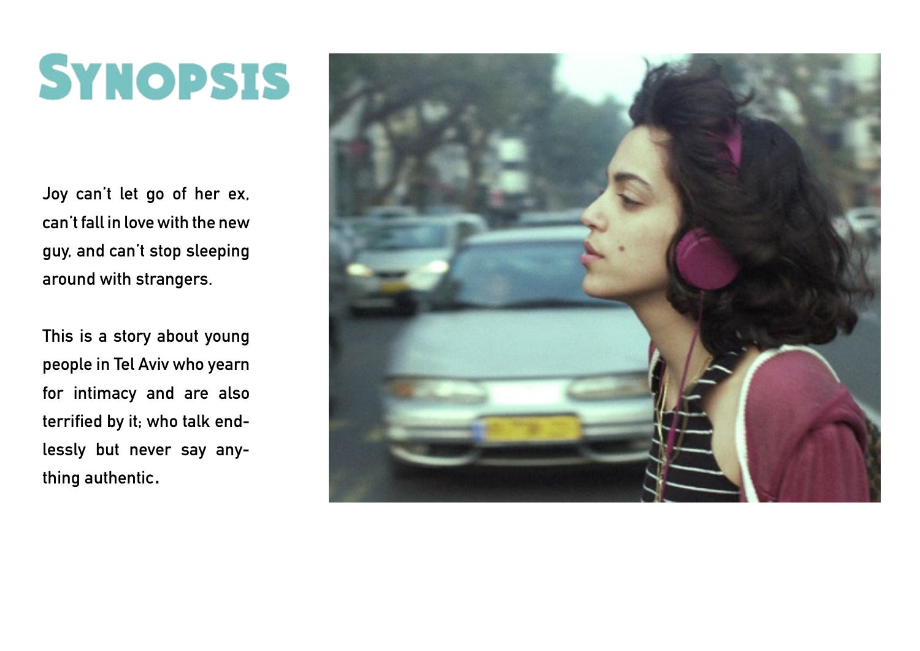# Synopsis

Joy can't let go of her ex, can't fall in love with the new guy, and can't stop sleeping around with strangers.

This is a story about young people in Tel Aviv who yearn for intimacy and are also terrified by it; who talk endlessly but never say anything authentic.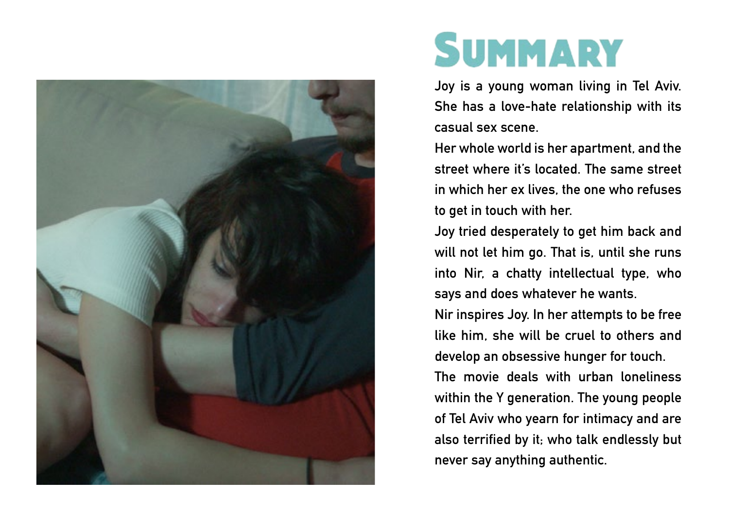# Summary

Joy is a young woman living in Tel Aviv. She has a love-hate relationship with its casual sex scene.

Her whole world is her apartment, and the street where it's located. The same street in which her ex lives, the one who refuses to get in touch with her.

Joy tried desperately to get him back and will not let him go. That is, until she runs into Nir, a chatty intellectual type, who says and does whatever he wants.

Nir inspires Joy. In her attempts to be free like him, she will be cruel to others and develop an obsessive hunger for touch.

The movie deals with urban loneliness within the Y generation. The young people of Tel Aviv who yearn for intimacy and are also terrified by it; who talk endlessly but never say anything authentic.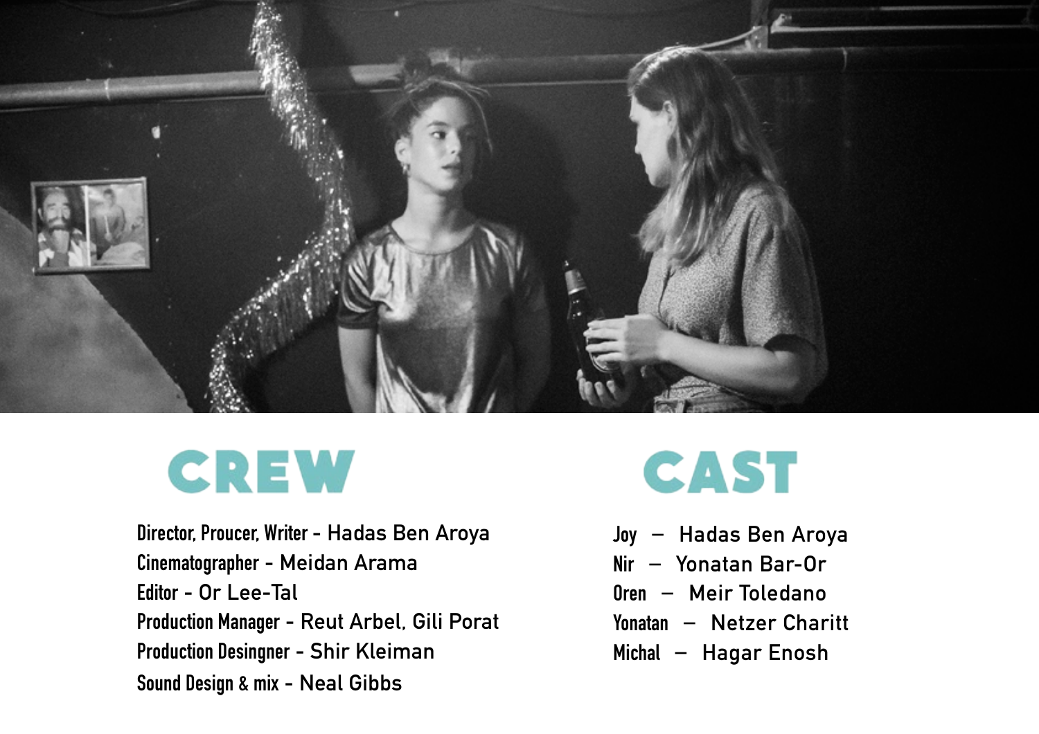## CREW

**Director, Proucer, Writer** - Hadas Ben Aroya
**Cinematographer** - Meidan Arama
**Editor** - Or Lee-Tal
**Production Manager** - Reut Arbel, Gili Porat
**Production Desingner** - Shir Kleiman
**Sound Design & mix** - Neal Gibbs

## CAST

**Joy** – Hadas Ben Aroya
**Nir** – Yonatan Bar-Or
**Oren** – Meir Toledano
**Yonatan** – Netzer Charitt
**Michal** – Hagar Enosh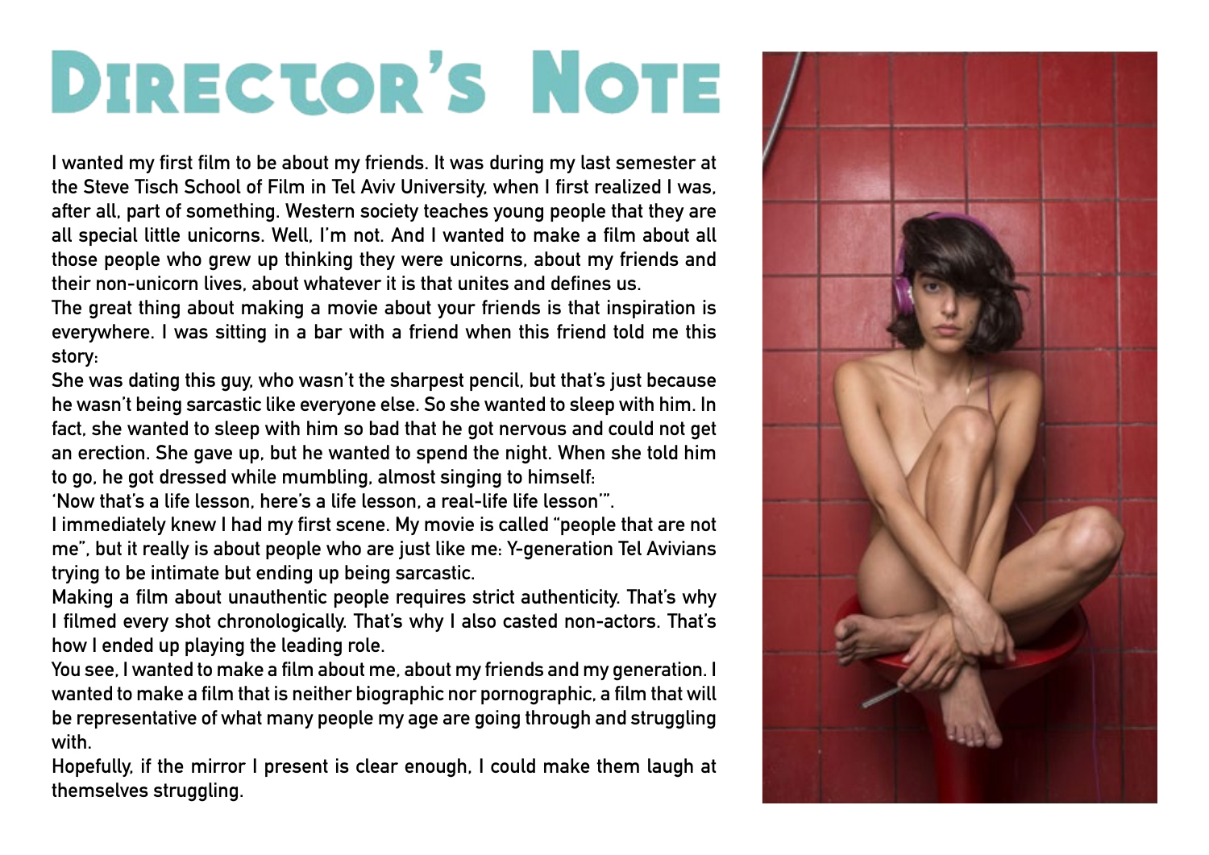# Director's Note

I wanted my first film to be about my friends. It was during my last semester at the Steve Tisch School of Film in Tel Aviv University, when I first realized I was, after all, part of something. Western society teaches young people that they are all special little unicorns. Well, I'm not. And I wanted to make a film about all those people who grew up thinking they were unicorns, about my friends and their non-unicorn lives, about whatever it is that unites and defines us.

The great thing about making a movie about your friends is that inspiration is everywhere. I was sitting in a bar with a friend when this friend told me this story:

She was dating this guy, who wasn't the sharpest pencil, but that's just because he wasn't being sarcastic like everyone else. So she wanted to sleep with him. In fact, she wanted to sleep with him so bad that he got nervous and could not get an erection. She gave up, but he wanted to spend the night. When she told him to go, he got dressed while mumbling, almost singing to himself:

'Now that's a life lesson, here's a life lesson, a real-life life lesson'".

I immediately knew I had my first scene. My movie is called "people that are not me", but it really is about people who are just like me: Y-generation Tel Avivians trying to be intimate but ending up being sarcastic.

Making a film about unauthentic people requires strict authenticity. That's why I filmed every shot chronologically. That's why I also casted non-actors. That's how I ended up playing the leading role.

You see, I wanted to make a film about me, about my friends and my generation. I wanted to make a film that is neither biographic nor pornographic, a film that will be representative of what many people my age are going through and struggling with.

Hopefully, if the mirror I present is clear enough, I could make them laugh at themselves struggling.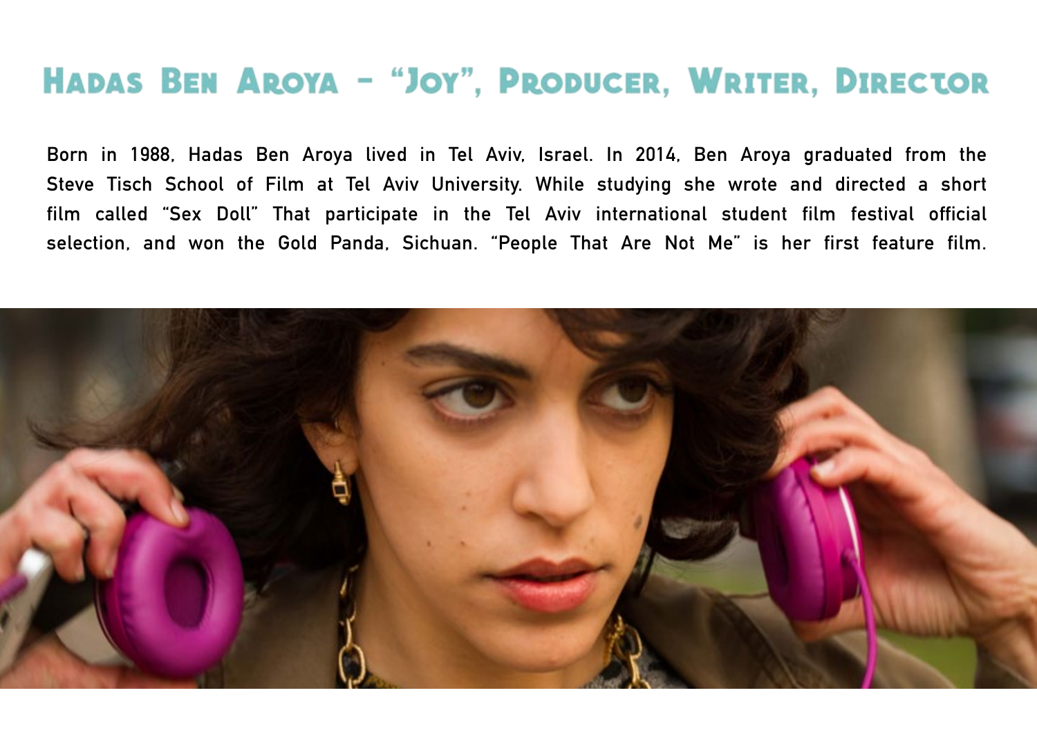## Hadas Ben Aroya - "Joy", Producer, Writer, Director

Born in 1988, Hadas Ben Aroya lived in Tel Aviv, Israel. In 2014, Ben Aroya graduated from the Steve Tisch School of Film at Tel Aviv University. While studying she wrote and directed a short film called "Sex Doll" That participate in the Tel Aviv international student film festival official selection, and won the Gold Panda, Sichuan. "People That Are Not Me" is her first feature film.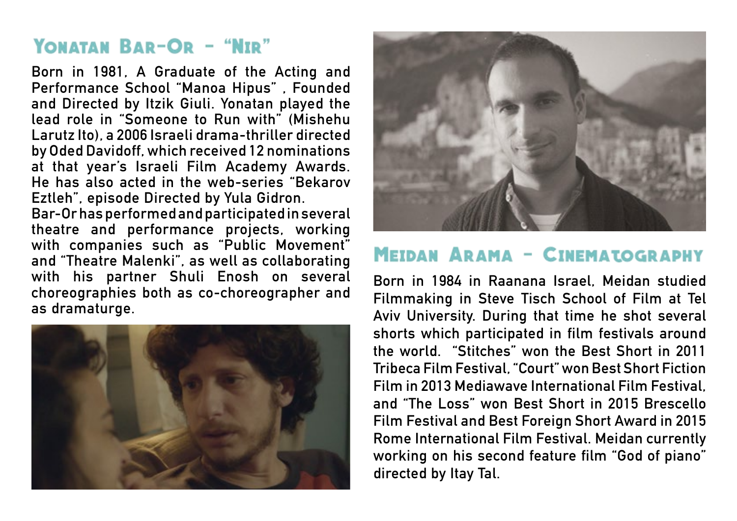## Yonatan Bar-Or - "Nir"

Born in 1981, A Graduate of the Acting and Performance School "Manoa Hipus" , Founded and Directed by Itzik Giuli. Yonatan played the lead role in "Someone to Run with" (Mishehu Larutz Ito), a 2006 Israeli drama-thriller directed by Oded Davidoff, which received 12 nominations at that year's Israeli Film Academy Awards. He has also acted in the web-series "Bekarov Eztleh", episode Directed by Yula Gidron.
Bar-Or has performed and participated in several theatre and performance projects, working with companies such as "Public Movement" and "Theatre Malenki", as well as collaborating with his partner Shuli Enosh on several choreographies both as co-choreographer and as dramaturge.

## Meidan Arama - Cinematography

Born in 1984 in Raanana Israel, Meidan studied Filmmaking in Steve Tisch School of Film at Tel Aviv University. During that time he shot several shorts which participated in film festivals around the world. "Stitches" won the Best Short in 2011 Tribeca Film Festival, "Court" won Best Short Fiction Film in 2013 Mediawave International Film Festival, and "The Loss" won Best Short in 2015 Brescello Film Festival and Best Foreign Short Award in 2015 Rome International Film Festival. Meidan currently working on his second feature film "God of piano" directed by Itay Tal.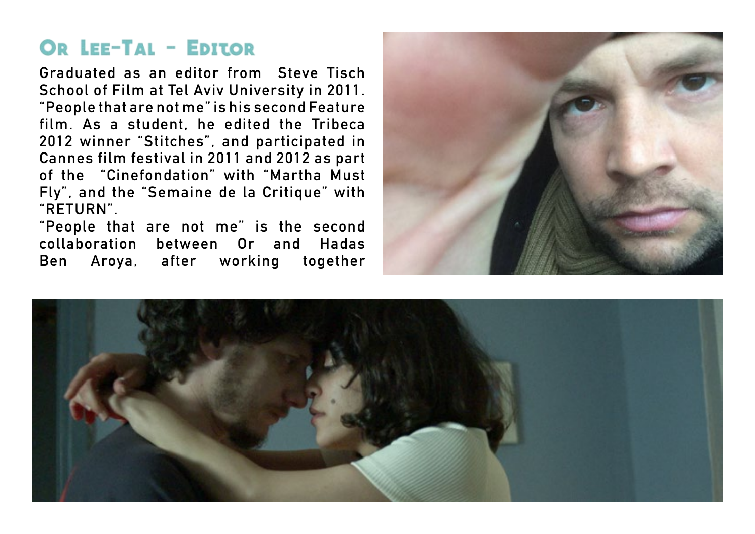## Or Lee-Tal - Editor

Graduated as an editor from Steve Tisch School of Film at Tel Aviv University in 2011. "People that are not me" is his second Feature film. As a student, he edited the Tribeca 2012 winner "Stitches", and participated in Cannes film festival in 2011 and 2012 as part of the "Cinefondation" with "Martha Must Fly", and the "Semaine de la Critique" with "RETURN".

"People that are not me" is the second collaboration between Or and Hadas Ben Aroya, after working together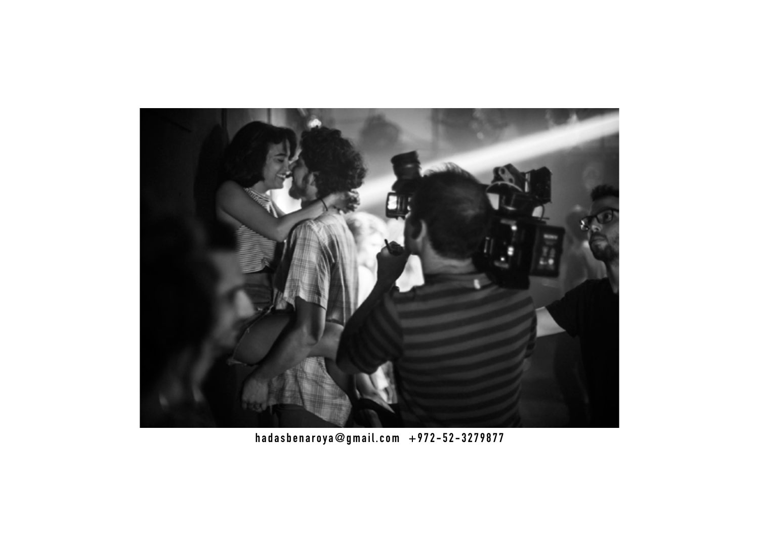hadasbenaroya@gmail.com +972-52-3279877